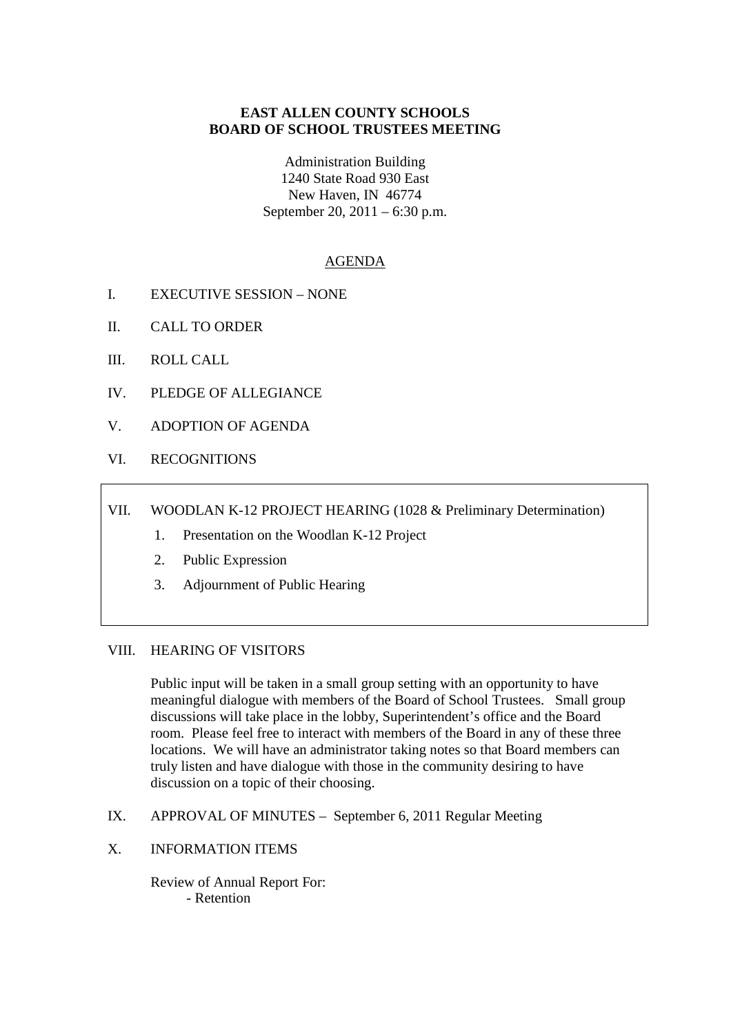**EAST ALLEN COUNTY SCHOOLS**
**BOARD OF SCHOOL TRUSTEES MEETING**

Administration Building
1240 State Road 930 East
New Haven, IN 46774
September 20, 2011 – 6:30 p.m.

## AGENDA

I. EXECUTIVE SESSION – NONE

II. CALL TO ORDER

III. ROLL CALL

IV. PLEDGE OF ALLEGIANCE

V. ADOPTION OF AGENDA

VI. RECOGNITIONS

VII. WOODLAN K-12 PROJECT HEARING (1028 & Preliminary Determination)

1. Presentation on the Woodlan K-12 Project
2. Public Expression
3. Adjournment of Public Hearing

VIII. HEARING OF VISITORS

Public input will be taken in a small group setting with an opportunity to have meaningful dialogue with members of the Board of School Trustees. Small group discussions will take place in the lobby, Superintendent's office and the Board room. Please feel free to interact with members of the Board in any of these three locations. We will have an administrator taking notes so that Board members can truly listen and have dialogue with those in the community desiring to have discussion on a topic of their choosing.

IX. APPROVAL OF MINUTES – September 6, 2011 Regular Meeting

X. INFORMATION ITEMS

Review of Annual Report For:
- Retention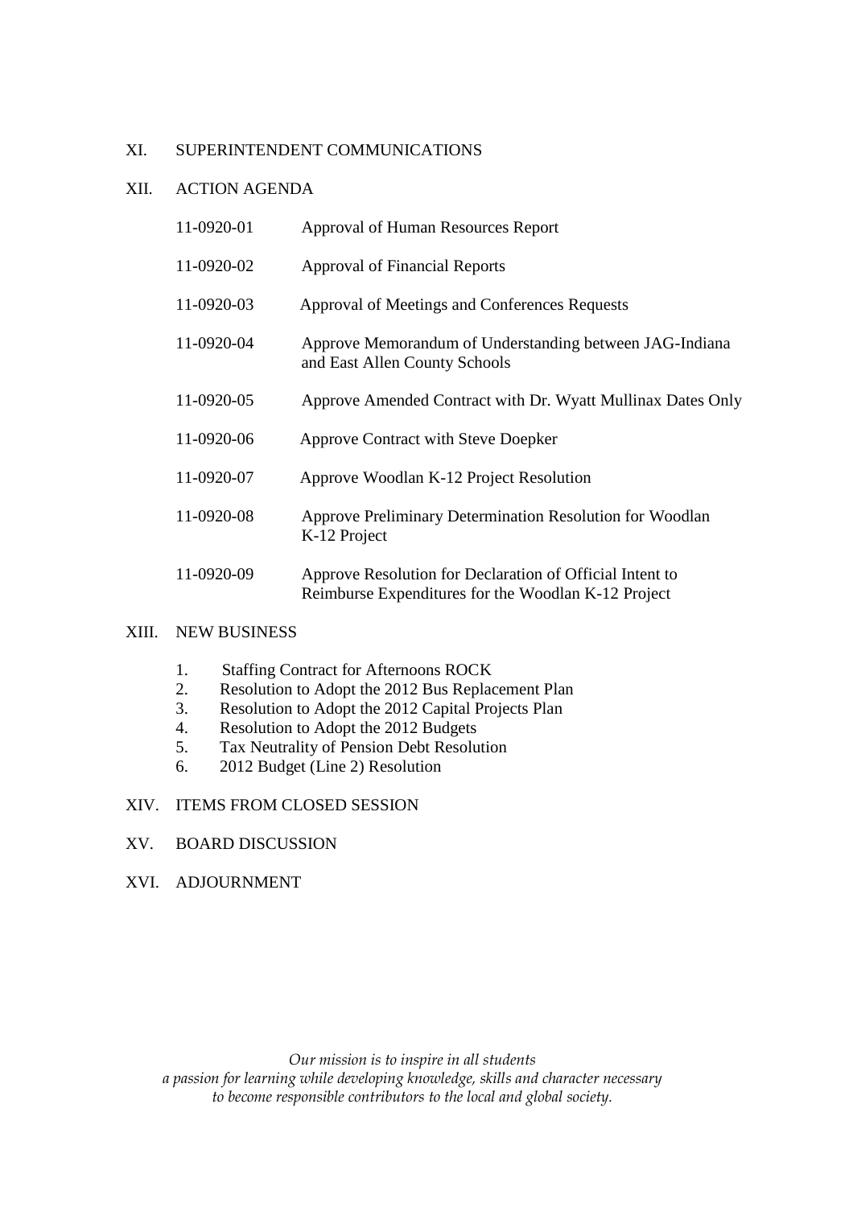XI. SUPERINTENDENT COMMUNICATIONS

XII. ACTION AGENDA

| | |
|---|---|
| 11-0920-01 | Approval of Human Resources Report |
| 11-0920-02 | Approval of Financial Reports |
| 11-0920-03 | Approval of Meetings and Conferences Requests |
| 11-0920-04 | Approve Memorandum of Understanding between JAG-Indiana and East Allen County Schools |
| 11-0920-05 | Approve Amended Contract with Dr. Wyatt Mullinax Dates Only |
| 11-0920-06 | Approve Contract with Steve Doepker |
| 11-0920-07 | Approve Woodlan K-12 Project Resolution |
| 11-0920-08 | Approve Preliminary Determination Resolution for Woodlan K-12 Project |
| 11-0920-09 | Approve Resolution for Declaration of Official Intent to Reimburse Expenditures for the Woodlan K-12 Project |

XIII. NEW BUSINESS

1. Staffing Contract for Afternoons ROCK
2. Resolution to Adopt the 2012 Bus Replacement Plan
3. Resolution to Adopt the 2012 Capital Projects Plan
4. Resolution to Adopt the 2012 Budgets
5. Tax Neutrality of Pension Debt Resolution
6. 2012 Budget (Line 2) Resolution

XIV. ITEMS FROM CLOSED SESSION

XV. BOARD DISCUSSION

XVI. ADJOURNMENT

*Our mission is to inspire in all students a passion for learning while developing knowledge, skills and character necessary to become responsible contributors to the local and global society.*